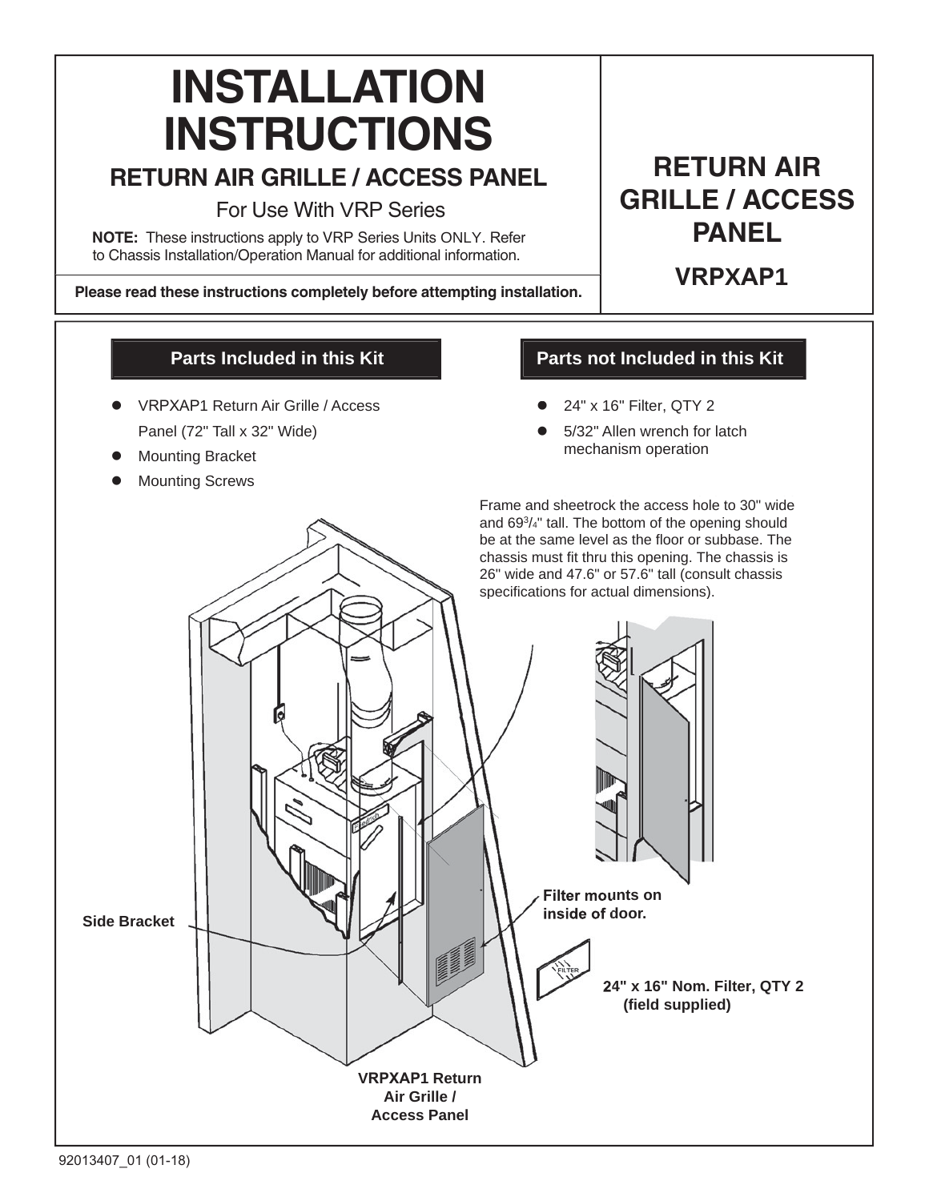# INSTALLATION INSTRUCTIONS

## RETURN AIR GRILLE / ACCESS PANEL

For Use With VRP Series

**NOTE:** These instructions apply to VRP Series Units ONLY. Refer to Chassis Installation/Operation Manual for additional information.

**Please read these instructions completely before attempting installation.**

## RETURN AIR GRILLE / ACCESS PANEL

### VRPXAP1

### Parts Included in this Kit

- VRPXAP1 Return Air Grille / Access Panel (72" Tall x 32" Wide)
- Mounting Bracket
- Mounting Screws

### Parts not Included in this Kit

- 24" x 16" Filter, QTY 2
- 5/32" Allen wrench for latch mechanism operation

Frame and sheetrock the access hole to 30" wide and 69 3/4" tall. The bottom of the opening should be at the same level as the floor or subbase. The chassis must fit thru this opening. The chassis is 26" wide and 47.6" or 57.6" tall (consult chassis specifications for actual dimensions).

**Side Bracket**

**Filter mounts on inside of door.**

**24" x 16" Nom. Filter, QTY 2 (field supplied)**

**VRPXAP1 Return Air Grille / Access Panel**

92013407_01 (01-18)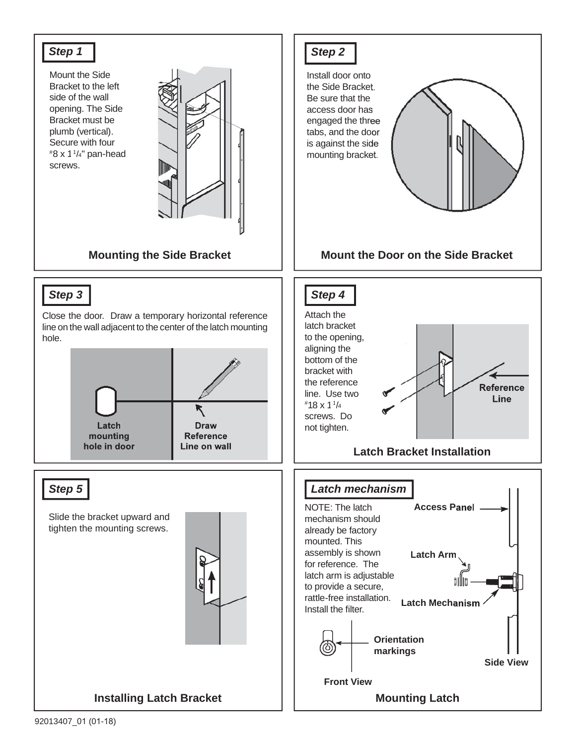### *Step 1*

Mount the Side Bracket to the left side of the wall opening. The Side Bracket must be plumb (vertical). Secure with four #8 x 1 1/4" pan-head screws.

**Mounting the Side Bracket**

### *Step 2*

Install door onto the Side Bracket. Be sure that the access door has engaged the three tabs, and the door is against the side mounting bracket.

**Mount the Door on the Side Bracket**

### *Step 3*

Close the door. Draw a temporary horizontal reference line on the wall adjacent to the center of the latch mounting hole.

**Latch mounting hole in door**

**Draw Reference Line on wall**

### *Step 4*

Attach the latch bracket to the opening, aligning the bottom of the bracket with the reference line. Use two #18 x 1 1/4 screws. Do not tighten.

**Reference Line**

**Latch Bracket Installation**

### *Step 5*

Slide the bracket upward and tighten the mounting screws.

**Installing Latch Bracket**

### *Latch mechanism*

NOTE: The latch mechanism should already be factory mounted. This assembly is shown for reference. The latch arm is adjustable to provide a secure, rattle-free installation. Install the filter.

**Access Panel**

**Latch Arm**

**Latch Mechanism**

**Orientation markings**

**Side View**

**Front View**

**Mounting Latch**

92013407_01 (01-18)